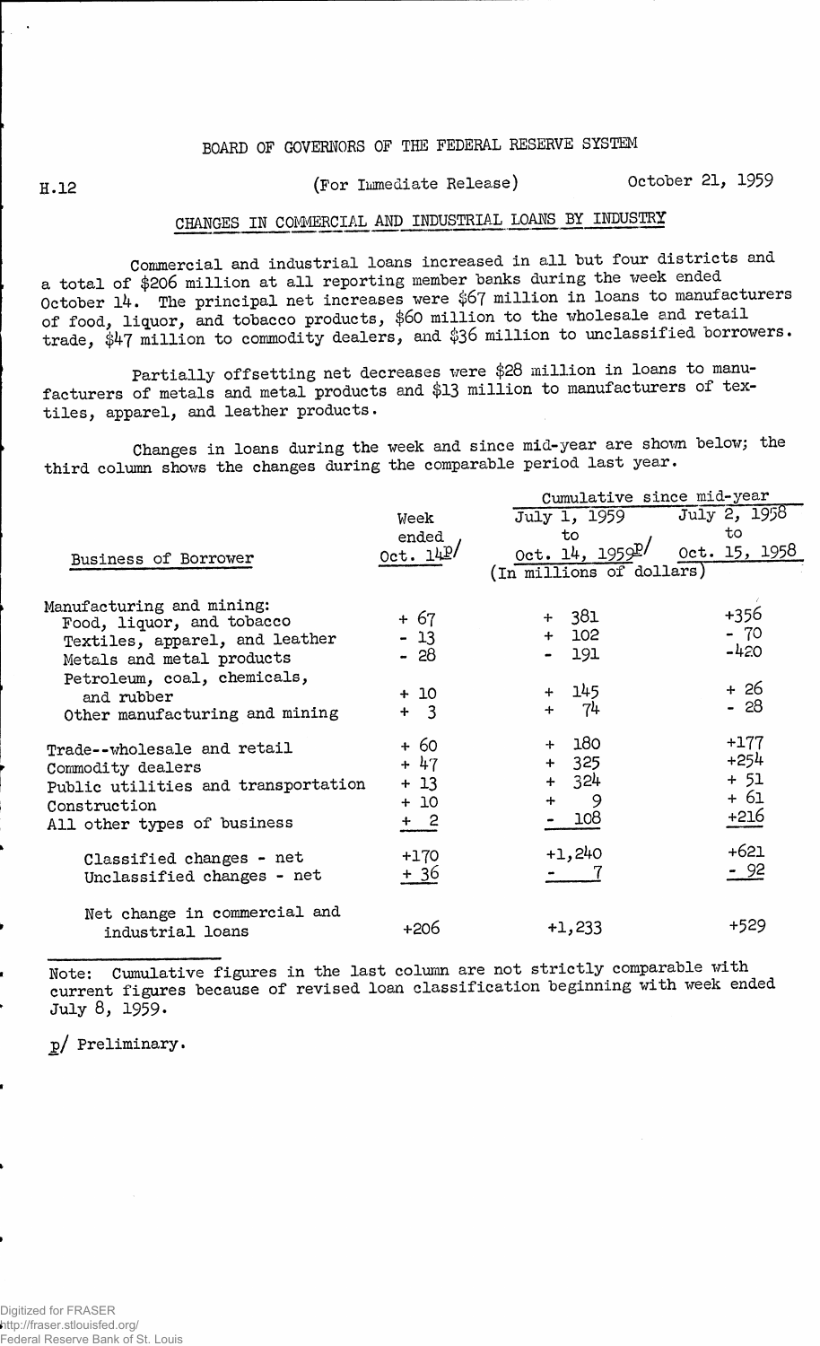BOARD OF GOVERNORS OF THE FEDERAL RESERVE SYSTEM

H.12 (For Immediate Release) October 21, 1959

## CHANGES IN COMMERCIAL AND INDUSTRIAL LOANS BY INDUSTRY

Commercial and industrial loans increased in all but four districts and a total of $206 million at all reporting member banks during the week ended October 14. The principal net increases were $67 million in loans to manufacturers of food, liquor, and tobacco products, $60 million to the wholesale and retail trade, $47 million to commodity dealers, and $36 million to unclassified borrowers.

Partially offsetting net decreases were $28 million in loans to manufacturers of metals and metal products and $13 million to manufacturers of textiles, apparel, and leather products.

Changes in loans during the week and since mid-year are shown below; the third column shows the changes during the comparable period last year.

| Business of Borrower | Week ended Oct. 14p/ | Cumulative since mid-year: July 1, 1959 to Oct. 14, 1959p/ | Cumulative since mid-year: July 2, 1958 to Oct. 15, 1958 |
|---|---|---|---|
| | (In millions of dollars) | | |
| Manufacturing and mining: | | | |
| Food, liquor, and tobacco | + 67 | + 381 | +356 |
| Textiles, apparel, and leather | - 13 | + 102 | - 70 |
| Metals and metal products | - 28 | - 191 | -420 |
| Petroleum, coal, chemicals, and rubber | + 10 | + 145 | + 26 |
| Other manufacturing and mining | + 3 | + 74 | - 28 |
| Trade--wholesale and retail | + 60 | + 180 | +177 |
| Commodity dealers | + 47 | + 325 | +254 |
| Public utilities and transportation | + 13 | + 324 | + 51 |
| Construction | + 10 | + 9 | + 61 |
| All other types of business | + 2 | - 108 | +216 |
| Classified changes - net | +170 | +1,240 | +621 |
| Unclassified changes - net | + 36 | - 7 | - 92 |
| Net change in commercial and industrial loans | +206 | +1,233 | +529 |

Note: Cumulative figures in the last column are not strictly comparable with current figures because of revised loan classification beginning with week ended July 8, 1959.

p/ Preliminary.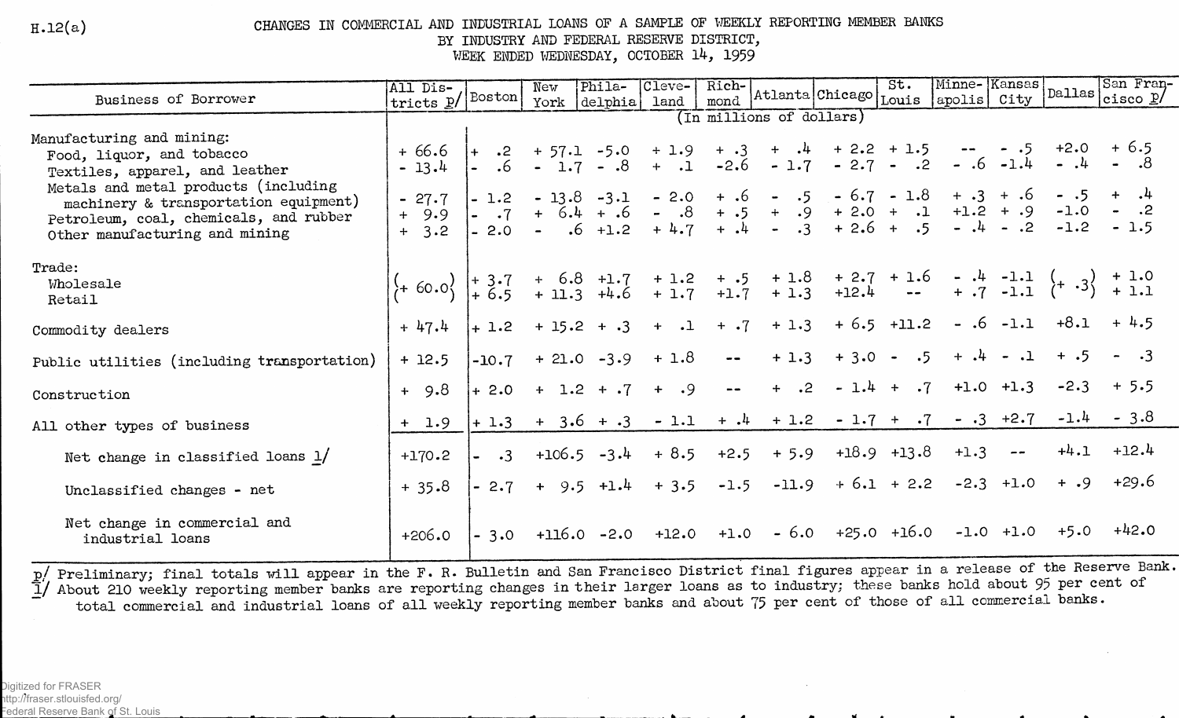H.12(a)

# CHANGES IN COMMERCIAL AND INDUSTRIAL LOANS OF A SAMPLE OF WEEKLY REPORTING MEMBER BANKS BY INDUSTRY AND FEDERAL RESERVE DISTRICT, WEEK ENDED WEDNESDAY, OCTOBER 14, 1959

| Business of Borrower | All Districts p/ | Boston | New York | Philadelphia | Cleveland | Richmond | Atlanta | Chicago | St. Louis | Minneapolis | Kansas City | Dallas | San Francisco p/ |
|---|---|---|---|---|---|---|---|---|---|---|---|---|---|
| | (In millions of dollars) | | | | | | | | | | | | |
| Manufacturing and mining: | | | | | | | | | | | | | |
| Food, liquor, and tobacco | + 66.6 | + .2 | + 57.1 | -5.0 | + 1.9 | + .3 | + .4 | + 2.2 | + 1.5 | -- | - .5 | +2.0 | + 6.5 |
| Textiles, apparel, and leather | - 13.4 | - .6 | - 1.7 | - .8 | + .1 | -2.6 | - 1.7 | - 2.7 | - .2 | - .6 | -1.4 | - .4 | - .8 |
| Metals and metal products (including machinery & transportation equipment) | - 27.7 | - 1.2 | - 13.8 | -3.1 | - 2.0 | + .6 | - .5 | - 6.7 | - 1.8 | + .3 | + .6 | - .5 | + .4 |
| Petroleum, coal, chemicals, and rubber | + 9.9 | - .7 | + 6.4 | + .6 | - .8 | + .5 | + .9 | + 2.0 | + .1 | +1.2 | + .9 | -1.0 | - .2 |
| Other manufacturing and mining | + 3.2 | - 2.0 | - .6 | +1.2 | + 4.7 | + .4 | - .3 | + 2.6 | + .5 | - .4 | - .2 | -1.2 | - 1.5 |
| Trade: | | | | | | | | | | | | | |
| Wholesale | (+ 60.0) | + 3.7 | + 6.8 | +1.7 | + 1.2 | + .5 | + 1.8 | + 2.7 | + 1.6 | - .4 | -1.1 | (+ .3) | + 1.0 |
| Retail | | + 6.5 | + 11.3 | +4.6 | + 1.7 | +1.7 | + 1.3 | +12.4 | -- | + .7 | -1.1 | | + 1.1 |
| Commodity dealers | + 47.4 | + 1.2 | + 15.2 | + .3 | + .1 | + .7 | + 1.3 | + 6.5 | +11.2 | - .6 | -1.1 | +8.1 | + 4.5 |
| Public utilities (including transportation) | + 12.5 | -10.7 | + 21.0 | -3.9 | + 1.8 | -- | + 1.3 | + 3.0 | - .5 | + .4 | - .1 | + .5 | - .3 |
| Construction | + 9.8 | + 2.0 | + 1.2 | + .7 | + .9 | -- | + .2 | - 1.4 | + .7 | +1.0 | +1.3 | -2.3 | + 5.5 |
| All other types of business | + 1.9 | + 1.3 | + 3.6 | + .3 | - 1.1 | + .4 | + 1.2 | - 1.7 | + .7 | - .3 | +2.7 | -1.4 | - 3.8 |
| Net change in classified loans 1/ | +170.2 | - .3 | +106.5 | -3.4 | + 8.5 | +2.5 | + 5.9 | +18.9 | +13.8 | +1.3 | -- | +4.1 | +12.4 |
| Unclassified changes - net | + 35.8 | - 2.7 | + 9.5 | +1.4 | + 3.5 | -1.5 | -11.9 | + 6.1 | + 2.2 | -2.3 | +1.0 | + .9 | +29.6 |
| Net change in commercial and industrial loans | +206.0 | - 3.0 | +116.0 | -2.0 | +12.0 | +1.0 | - 6.0 | +25.0 | +16.0 | -1.0 | +1.0 | +5.0 | +42.0 |

p/ Preliminary; final totals will appear in the F. R. Bulletin and San Francisco District final figures appear in a release of the Reserve Bank.
1/ About 210 weekly reporting member banks are reporting changes in their larger loans as to industry; these banks hold about 95 per cent of total commercial and industrial loans of all weekly reporting member banks and about 75 per cent of those of all commercial banks.